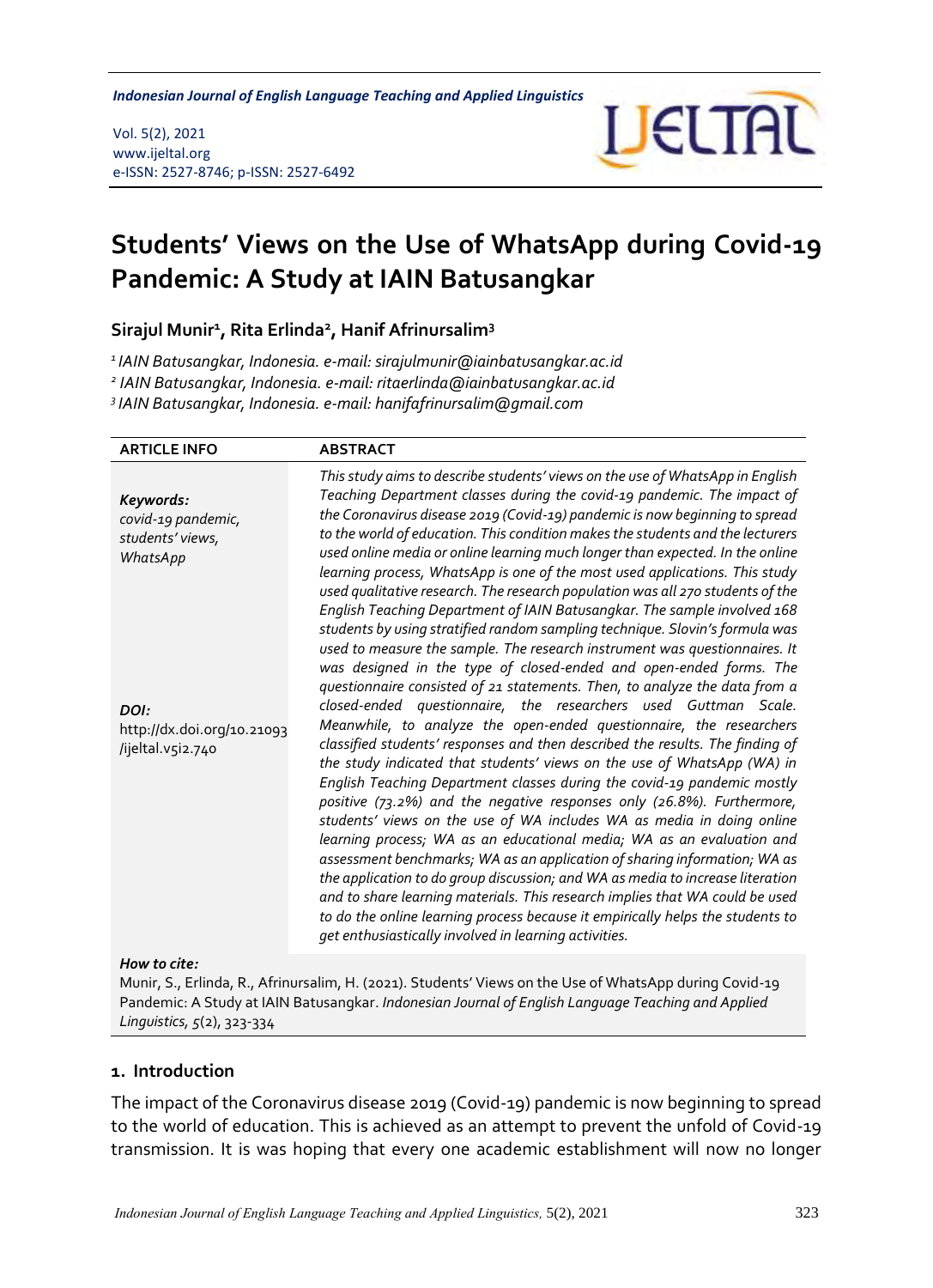# Students' Views on the Use of WhatsApp during Covid-19 Pandemic: A Study at IAIN Batusangkar

**Sirajul Munir[1], Rita Erlinda[2], Hanif Afrinursalim[3]**

*[1] IAIN Batusangkar, Indonesia. e-mail: sirajulmunir@iainbatusangkar.ac.id*
*[2] IAIN Batusangkar, Indonesia. e-mail: ritaerlinda@iainbatusangkar.ac.id*
*[3] IAIN Batusangkar, Indonesia. e-mail: hanifafrinursalim@gmail.com*

| ARTICLE INFO | ABSTRACT |
| --- | --- |
| ***Keywords:*** *covid-19 pandemic, students' views, WhatsApp* <br><br> ***DOI:*** http://dx.doi.org/10.21093/ijeltal.v5i2.740 | *This study aims to describe students' views on the use of WhatsApp in English Teaching Department classes during the covid-19 pandemic. The impact of the Coronavirus disease 2019 (Covid-19) pandemic is now beginning to spread to the world of education. This condition makes the students and the lecturers used online media or online learning much longer than expected. In the online learning process, WhatsApp is one of the most used applications. This study used qualitative research. The research population was all 270 students of the English Teaching Department of IAIN Batusangkar. The sample involved 168 students by using stratified random sampling technique. Slovin's formula was used to measure the sample. The research instrument was questionnaires. It was designed in the type of closed-ended and open-ended forms. The questionnaire consisted of 21 statements. Then, to analyze the data from a closed-ended questionnaire, the researchers used Guttman Scale. Meanwhile, to analyze the open-ended questionnaire, the researchers classified students' responses and then described the results. The finding of the study indicated that students' views on the use of WhatsApp (WA) in English Teaching Department classes during the covid-19 pandemic mostly positive (73.2%) and the negative responses only (26.8%). Furthermore, students' views on the use of WA includes WA as media in doing online learning process; WA as an educational media; WA as an evaluation and assessment benchmarks; WA as an application of sharing information; WA as the application to do group discussion; and WA as media to increase literation and to share learning materials. This research implies that WA could be used to do the online learning process because it empirically helps the students to get enthusiastically involved in learning activities.* |

***How to cite:***
Munir, S., Erlinda, R., Afrinursalim, H. (2021). Students' Views on the Use of WhatsApp during Covid-19 Pandemic: A Study at IAIN Batusangkar. *Indonesian Journal of English Language Teaching and Applied Linguistics*, *5*(2), 323-334

## 1. Introduction

The impact of the Coronavirus disease 2019 (Covid-19) pandemic is now beginning to spread to the world of education. This is achieved as an attempt to prevent the unfold of Covid-19 transmission. It is was hoping that every one academic establishment will now no longer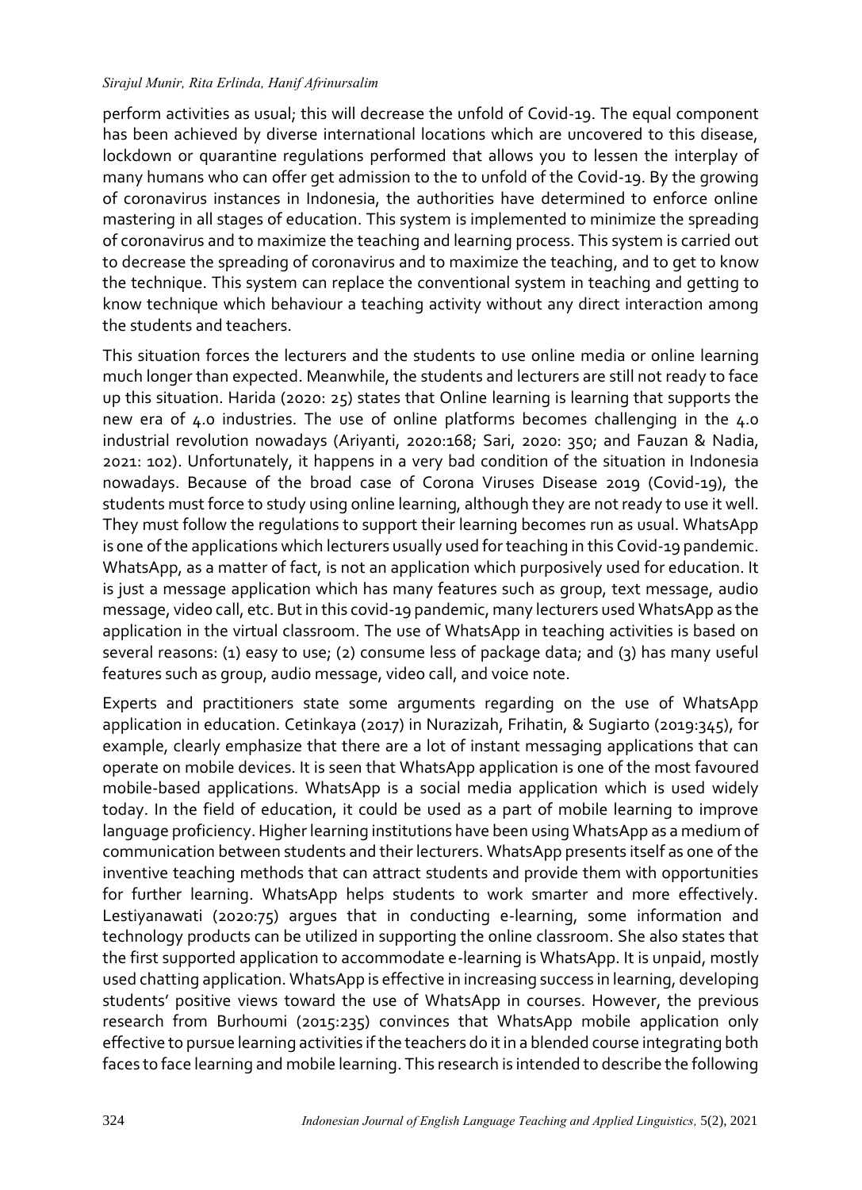perform activities as usual; this will decrease the unfold of Covid-19. The equal component has been achieved by diverse international locations which are uncovered to this disease, lockdown or quarantine regulations performed that allows you to lessen the interplay of many humans who can offer get admission to the to unfold of the Covid-19. By the growing of coronavirus instances in Indonesia, the authorities have determined to enforce online mastering in all stages of education. This system is implemented to minimize the spreading of coronavirus and to maximize the teaching and learning process. This system is carried out to decrease the spreading of coronavirus and to maximize the teaching, and to get to know the technique. This system can replace the conventional system in teaching and getting to know technique which behaviour a teaching activity without any direct interaction among the students and teachers.

This situation forces the lecturers and the students to use online media or online learning much longer than expected. Meanwhile, the students and lecturers are still not ready to face up this situation. Harida (2020: 25) states that Online learning is learning that supports the new era of 4.0 industries. The use of online platforms becomes challenging in the 4.0 industrial revolution nowadays (Ariyanti, 2020:168; Sari, 2020: 350; and Fauzan & Nadia, 2021: 102). Unfortunately, it happens in a very bad condition of the situation in Indonesia nowadays. Because of the broad case of Corona Viruses Disease 2019 (Covid-19), the students must force to study using online learning, although they are not ready to use it well. They must follow the regulations to support their learning becomes run as usual. WhatsApp is one of the applications which lecturers usually used for teaching in this Covid-19 pandemic. WhatsApp, as a matter of fact, is not an application which purposively used for education. It is just a message application which has many features such as group, text message, audio message, video call, etc. But in this covid-19 pandemic, many lecturers used WhatsApp as the application in the virtual classroom. The use of WhatsApp in teaching activities is based on several reasons: (1) easy to use; (2) consume less of package data; and (3) has many useful features such as group, audio message, video call, and voice note.

Experts and practitioners state some arguments regarding on the use of WhatsApp application in education. Cetinkaya (2017) in Nurazizah, Frihatin, & Sugiarto (2019:345), for example, clearly emphasize that there are a lot of instant messaging applications that can operate on mobile devices. It is seen that WhatsApp application is one of the most favoured mobile-based applications. WhatsApp is a social media application which is used widely today. In the field of education, it could be used as a part of mobile learning to improve language proficiency. Higher learning institutions have been using WhatsApp as a medium of communication between students and their lecturers. WhatsApp presents itself as one of the inventive teaching methods that can attract students and provide them with opportunities for further learning. WhatsApp helps students to work smarter and more effectively. Lestiyanawati (2020:75) argues that in conducting e-learning, some information and technology products can be utilized in supporting the online classroom. She also states that the first supported application to accommodate e-learning is WhatsApp. It is unpaid, mostly used chatting application. WhatsApp is effective in increasing success in learning, developing students' positive views toward the use of WhatsApp in courses. However, the previous research from Burhoumi (2015:235) convinces that WhatsApp mobile application only effective to pursue learning activities if the teachers do it in a blended course integrating both faces to face learning and mobile learning. This research is intended to describe the following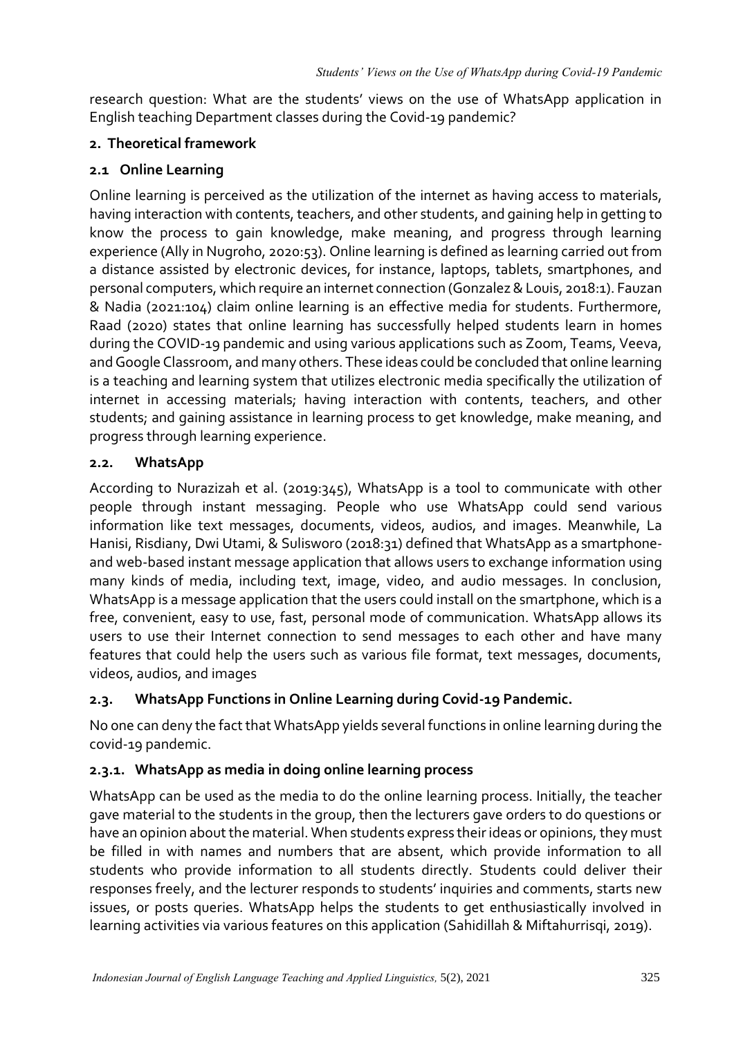research question: What are the students' views on the use of WhatsApp application in English teaching Department classes during the Covid-19 pandemic?

## 2. Theoretical framework

### 2.1 Online Learning

Online learning is perceived as the utilization of the internet as having access to materials, having interaction with contents, teachers, and other students, and gaining help in getting to know the process to gain knowledge, make meaning, and progress through learning experience (Ally in Nugroho, 2020:53). Online learning is defined as learning carried out from a distance assisted by electronic devices, for instance, laptops, tablets, smartphones, and personal computers, which require an internet connection (Gonzalez & Louis, 2018:1). Fauzan & Nadia (2021:104) claim online learning is an effective media for students. Furthermore, Raad (2020) states that online learning has successfully helped students learn in homes during the COVID-19 pandemic and using various applications such as Zoom, Teams, Veeva, and Google Classroom, and many others. These ideas could be concluded that online learning is a teaching and learning system that utilizes electronic media specifically the utilization of internet in accessing materials; having interaction with contents, teachers, and other students; and gaining assistance in learning process to get knowledge, make meaning, and progress through learning experience.

### 2.2. WhatsApp

According to Nurazizah et al. (2019:345), WhatsApp is a tool to communicate with other people through instant messaging. People who use WhatsApp could send various information like text messages, documents, videos, audios, and images. Meanwhile, La Hanisi, Risdiany, Dwi Utami, & Sulisworo (2018:31) defined that WhatsApp as a smartphone- and web-based instant message application that allows users to exchange information using many kinds of media, including text, image, video, and audio messages. In conclusion, WhatsApp is a message application that the users could install on the smartphone, which is a free, convenient, easy to use, fast, personal mode of communication. WhatsApp allows its users to use their Internet connection to send messages to each other and have many features that could help the users such as various file format, text messages, documents, videos, audios, and images

### 2.3. WhatsApp Functions in Online Learning during Covid-19 Pandemic.

No one can deny the fact that WhatsApp yields several functions in online learning during the covid-19 pandemic.

#### 2.3.1. WhatsApp as media in doing online learning process

WhatsApp can be used as the media to do the online learning process. Initially, the teacher gave material to the students in the group, then the lecturers gave orders to do questions or have an opinion about the material. When students express their ideas or opinions, they must be filled in with names and numbers that are absent, which provide information to all students who provide information to all students directly. Students could deliver their responses freely, and the lecturer responds to students' inquiries and comments, starts new issues, or posts queries. WhatsApp helps the students to get enthusiastically involved in learning activities via various features on this application (Sahidillah & Miftahurrisqi, 2019).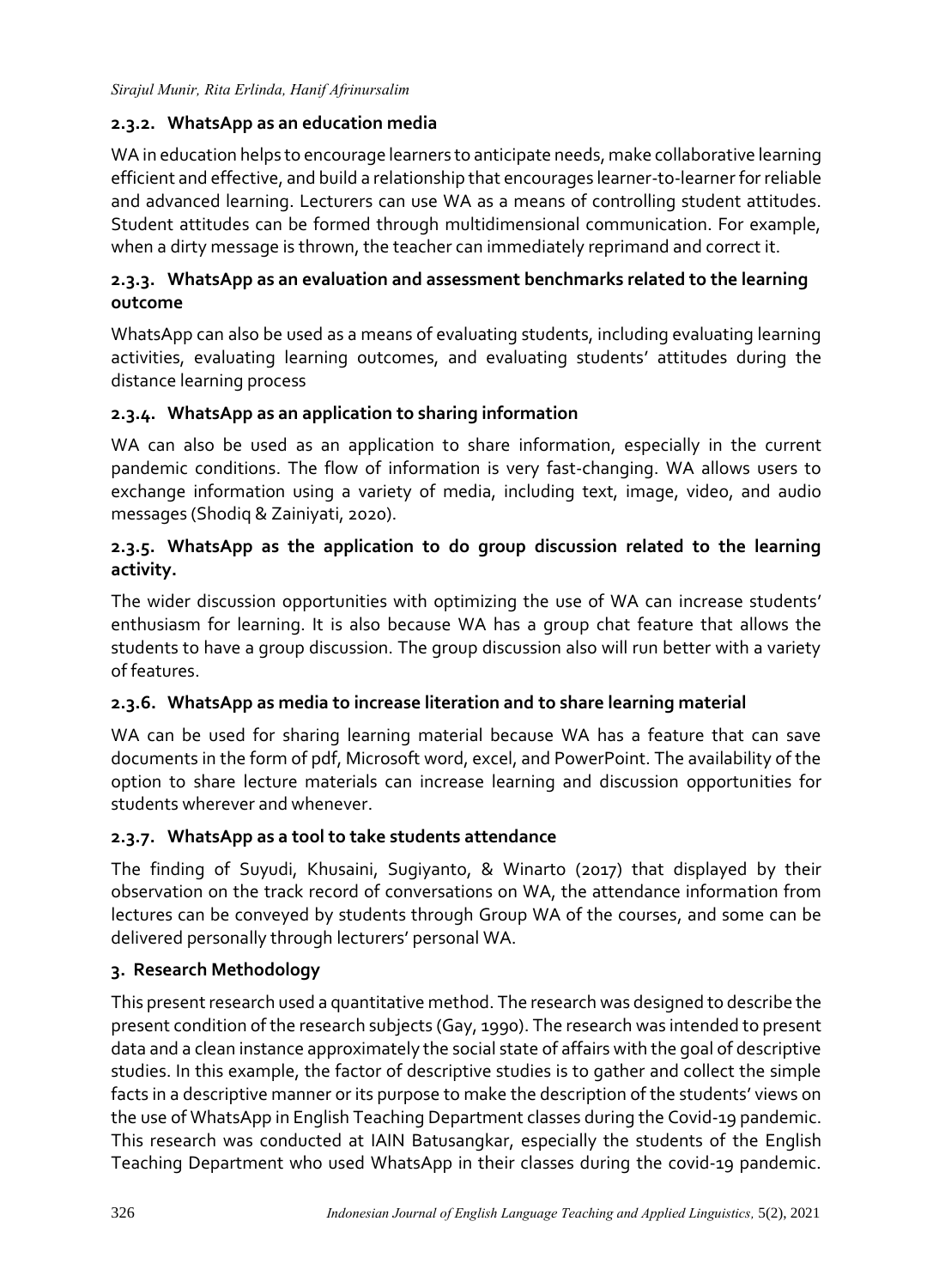#### 2.3.2. WhatsApp as an education media

WA in education helps to encourage learners to anticipate needs, make collaborative learning efficient and effective, and build a relationship that encourages learner-to-learner for reliable and advanced learning. Lecturers can use WA as a means of controlling student attitudes. Student attitudes can be formed through multidimensional communication. For example, when a dirty message is thrown, the teacher can immediately reprimand and correct it.

#### 2.3.3. WhatsApp as an evaluation and assessment benchmarks related to the learning outcome

WhatsApp can also be used as a means of evaluating students, including evaluating learning activities, evaluating learning outcomes, and evaluating students' attitudes during the distance learning process

#### 2.3.4. WhatsApp as an application to sharing information

WA can also be used as an application to share information, especially in the current pandemic conditions. The flow of information is very fast-changing. WA allows users to exchange information using a variety of media, including text, image, video, and audio messages (Shodiq & Zainiyati, 2020).

#### 2.3.5. WhatsApp as the application to do group discussion related to the learning activity.

The wider discussion opportunities with optimizing the use of WA can increase students' enthusiasm for learning. It is also because WA has a group chat feature that allows the students to have a group discussion. The group discussion also will run better with a variety of features.

#### 2.3.6. WhatsApp as media to increase literation and to share learning material

WA can be used for sharing learning material because WA has a feature that can save documents in the form of pdf, Microsoft word, excel, and PowerPoint. The availability of the option to share lecture materials can increase learning and discussion opportunities for students wherever and whenever.

#### 2.3.7. WhatsApp as a tool to take students attendance

The finding of Suyudi, Khusaini, Sugiyanto, & Winarto (2017) that displayed by their observation on the track record of conversations on WA, the attendance information from lectures can be conveyed by students through Group WA of the courses, and some can be delivered personally through lecturers' personal WA.

## 3. Research Methodology

This present research used a quantitative method. The research was designed to describe the present condition of the research subjects (Gay, 1990). The research was intended to present data and a clean instance approximately the social state of affairs with the goal of descriptive studies. In this example, the factor of descriptive studies is to gather and collect the simple facts in a descriptive manner or its purpose to make the description of the students' views on the use of WhatsApp in English Teaching Department classes during the Covid-19 pandemic. This research was conducted at IAIN Batusangkar, especially the students of the English Teaching Department who used WhatsApp in their classes during the covid-19 pandemic.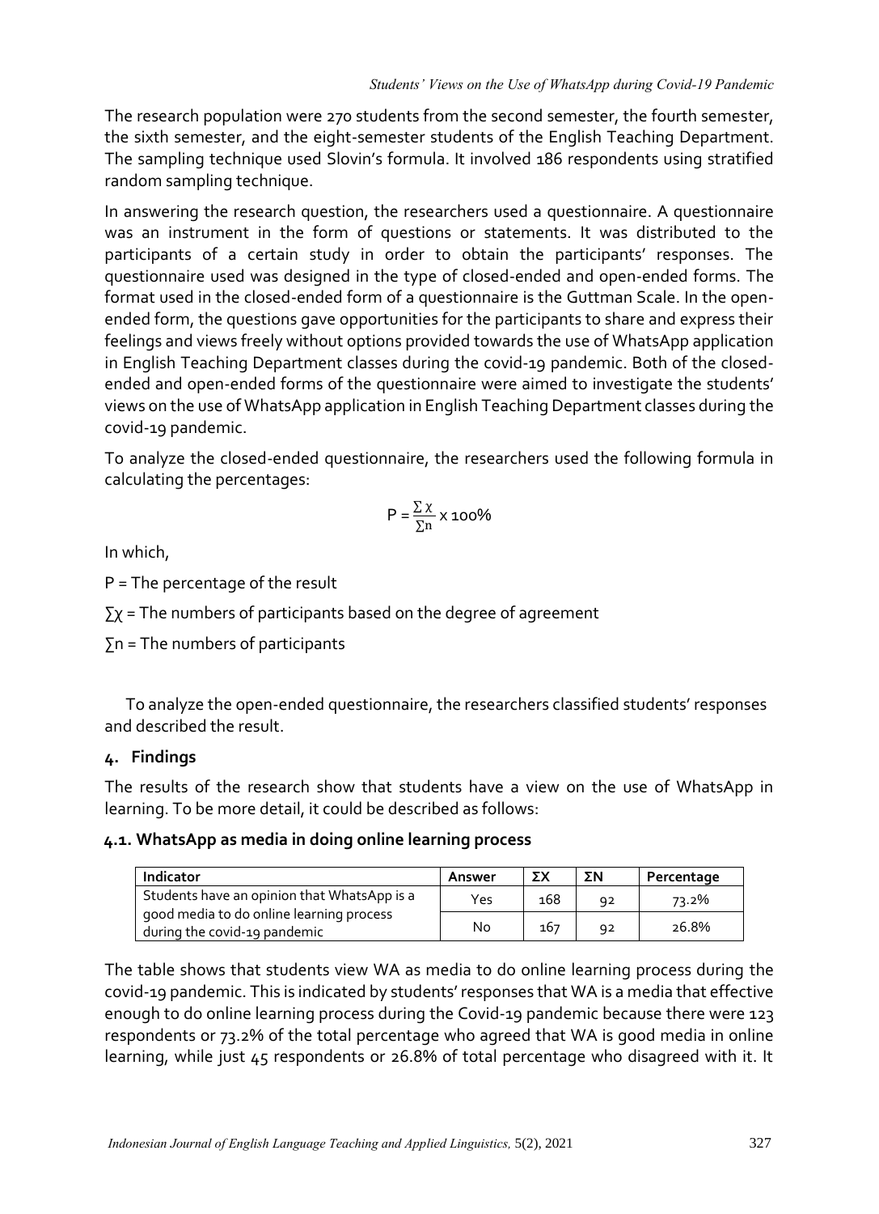The research population were 270 students from the second semester, the fourth semester, the sixth semester, and the eight-semester students of the English Teaching Department. The sampling technique used Slovin's formula. It involved 186 respondents using stratified random sampling technique.

In answering the research question, the researchers used a questionnaire. A questionnaire was an instrument in the form of questions or statements. It was distributed to the participants of a certain study in order to obtain the participants' responses. The questionnaire used was designed in the type of closed-ended and open-ended forms. The format used in the closed-ended form of a questionnaire is the Guttman Scale. In the open-ended form, the questions gave opportunities for the participants to share and express their feelings and views freely without options provided towards the use of WhatsApp application in English Teaching Department classes during the covid-19 pandemic. Both of the closed-ended and open-ended forms of the questionnaire were aimed to investigate the students' views on the use of WhatsApp application in English Teaching Department classes during the covid-19 pandemic.

To analyze the closed-ended questionnaire, the researchers used the following formula in calculating the percentages:

$$P = \frac{\sum \chi}{\sum n} \times 100\%$$

In which,

P = The percentage of the result

$\sum \chi$ = The numbers of participants based on the degree of agreement

$\sum n$ = The numbers of participants

To analyze the open-ended questionnaire, the researchers classified students' responses and described the result.

## 4. Findings

The results of the research show that students have a view on the use of WhatsApp in learning. To be more detail, it could be described as follows:

### 4.1. WhatsApp as media in doing online learning process

| Indicator | Answer | ΣX | ΣN | Percentage |
|---|---|---|---|---|
| Students have an opinion that WhatsApp is a good media to do online learning process during the covid-19 pandemic | Yes | 168 | 92 | 73.2% |
| | No | 167 | 92 | 26.8% |

The table shows that students view WA as media to do online learning process during the covid-19 pandemic. This is indicated by students' responses that WA is a media that effective enough to do online learning process during the Covid-19 pandemic because there were 123 respondents or 73.2% of the total percentage who agreed that WA is good media in online learning, while just 45 respondents or 26.8% of total percentage who disagreed with it. It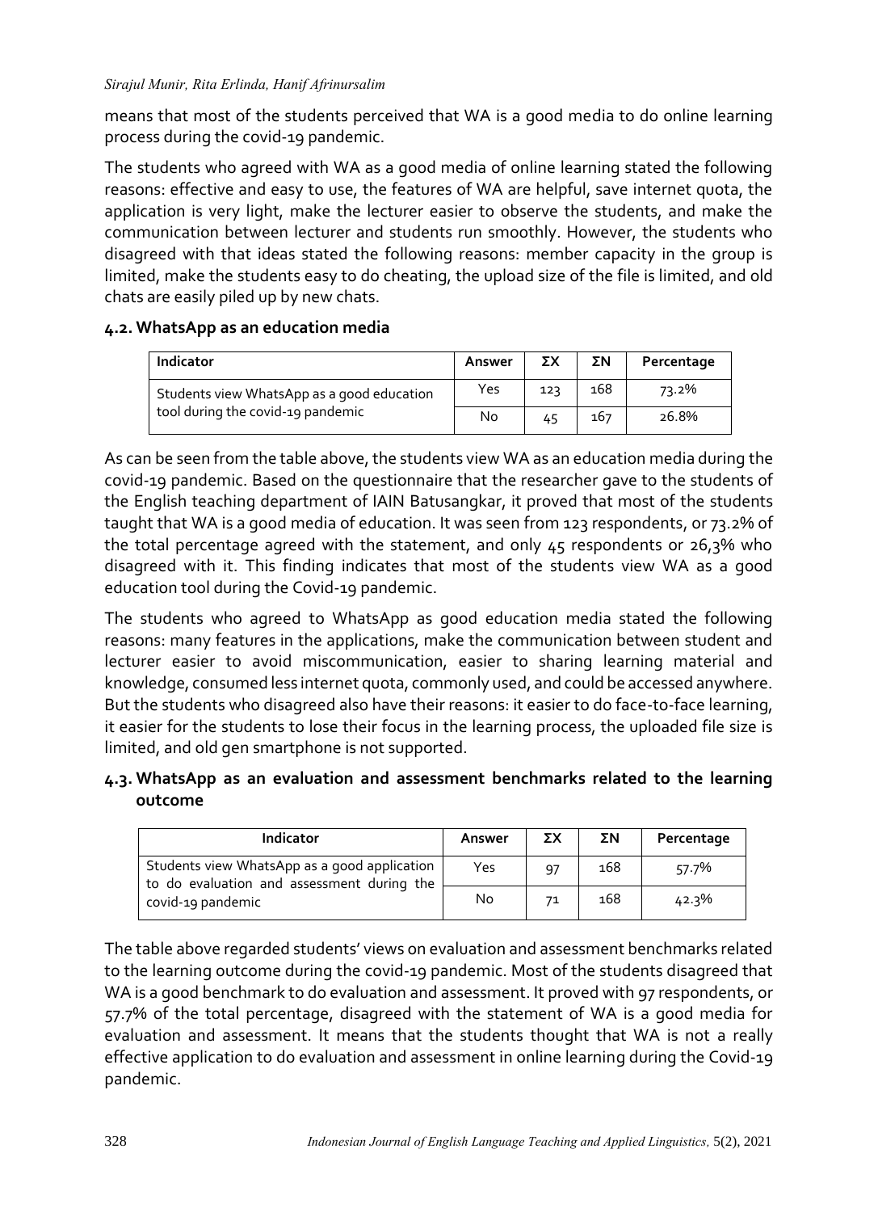means that most of the students perceived that WA is a good media to do online learning process during the covid-19 pandemic.

The students who agreed with WA as a good media of online learning stated the following reasons: effective and easy to use, the features of WA are helpful, save internet quota, the application is very light, make the lecturer easier to observe the students, and make the communication between lecturer and students run smoothly. However, the students who disagreed with that ideas stated the following reasons: member capacity in the group is limited, make the students easy to do cheating, the upload size of the file is limited, and old chats are easily piled up by new chats.

### 4.2. WhatsApp as an education media

| Indicator | Answer | ΣX | ΣN | Percentage |
|---|---|---|---|---|
| Students view WhatsApp as a good education tool during the covid-19 pandemic | Yes | 123 | 168 | 73.2% |
| | No | 45 | 167 | 26.8% |

As can be seen from the table above, the students view WA as an education media during the covid-19 pandemic. Based on the questionnaire that the researcher gave to the students of the English teaching department of IAIN Batusangkar, it proved that most of the students taught that WA is a good media of education. It was seen from 123 respondents, or 73.2% of the total percentage agreed with the statement, and only 45 respondents or 26,3% who disagreed with it. This finding indicates that most of the students view WA as a good education tool during the Covid-19 pandemic.

The students who agreed to WhatsApp as good education media stated the following reasons: many features in the applications, make the communication between student and lecturer easier to avoid miscommunication, easier to sharing learning material and knowledge, consumed less internet quota, commonly used, and could be accessed anywhere. But the students who disagreed also have their reasons: it easier to do face-to-face learning, it easier for the students to lose their focus in the learning process, the uploaded file size is limited, and old gen smartphone is not supported.

### 4.3. WhatsApp as an evaluation and assessment benchmarks related to the learning outcome

| Indicator | Answer | ΣX | ΣN | Percentage |
|---|---|---|---|---|
| Students view WhatsApp as a good application to do evaluation and assessment during the covid-19 pandemic | Yes | 97 | 168 | 57.7% |
| | No | 71 | 168 | 42.3% |

The table above regarded students' views on evaluation and assessment benchmarks related to the learning outcome during the covid-19 pandemic. Most of the students disagreed that WA is a good benchmark to do evaluation and assessment. It proved with 97 respondents, or 57.7% of the total percentage, disagreed with the statement of WA is a good media for evaluation and assessment. It means that the students thought that WA is not a really effective application to do evaluation and assessment in online learning during the Covid-19 pandemic.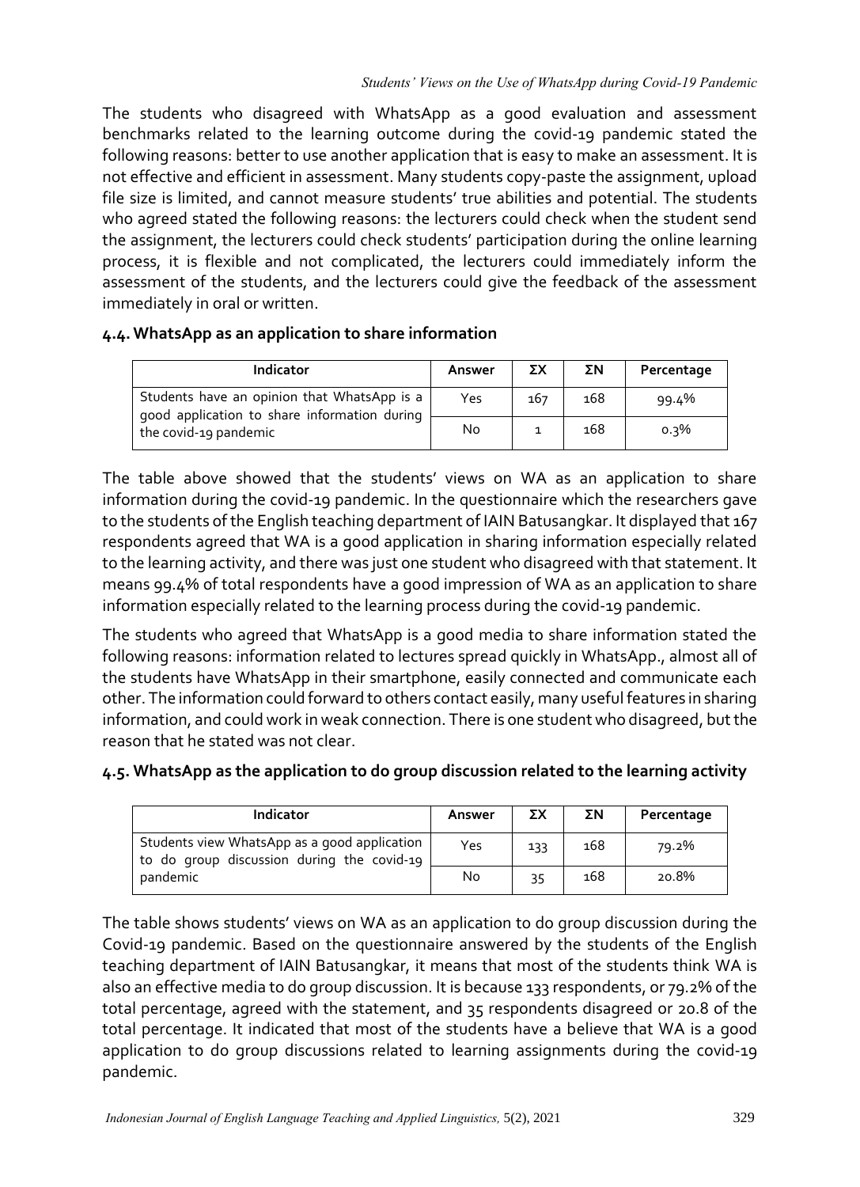The students who disagreed with WhatsApp as a good evaluation and assessment benchmarks related to the learning outcome during the covid-19 pandemic stated the following reasons: better to use another application that is easy to make an assessment. It is not effective and efficient in assessment. Many students copy-paste the assignment, upload file size is limited, and cannot measure students' true abilities and potential. The students who agreed stated the following reasons: the lecturers could check when the student send the assignment, the lecturers could check students' participation during the online learning process, it is flexible and not complicated, the lecturers could immediately inform the assessment of the students, and the lecturers could give the feedback of the assessment immediately in oral or written.

### 4.4. WhatsApp as an application to share information

| Indicator | Answer | ΣX | ΣN | Percentage |
|---|---|---|---|---|
| Students have an opinion that WhatsApp is a good application to share information during the covid-19 pandemic | Yes | 167 | 168 | 99.4% |
| | No | 1 | 168 | 0.3% |

The table above showed that the students' views on WA as an application to share information during the covid-19 pandemic. In the questionnaire which the researchers gave to the students of the English teaching department of IAIN Batusangkar. It displayed that 167 respondents agreed that WA is a good application in sharing information especially related to the learning activity, and there was just one student who disagreed with that statement. It means 99.4% of total respondents have a good impression of WA as an application to share information especially related to the learning process during the covid-19 pandemic.

The students who agreed that WhatsApp is a good media to share information stated the following reasons: information related to lectures spread quickly in WhatsApp., almost all of the students have WhatsApp in their smartphone, easily connected and communicate each other. The information could forward to others contact easily, many useful features in sharing information, and could work in weak connection. There is one student who disagreed, but the reason that he stated was not clear.

### 4.5. WhatsApp as the application to do group discussion related to the learning activity

| Indicator | Answer | ΣX | ΣN | Percentage |
|---|---|---|---|---|
| Students view WhatsApp as a good application to do group discussion during the covid-19 pandemic | Yes | 133 | 168 | 79.2% |
| | No | 35 | 168 | 20.8% |

The table shows students' views on WA as an application to do group discussion during the Covid-19 pandemic. Based on the questionnaire answered by the students of the English teaching department of IAIN Batusangkar, it means that most of the students think WA is also an effective media to do group discussion. It is because 133 respondents, or 79.2% of the total percentage, agreed with the statement, and 35 respondents disagreed or 20.8 of the total percentage. It indicated that most of the students have a believe that WA is a good application to do group discussions related to learning assignments during the covid-19 pandemic.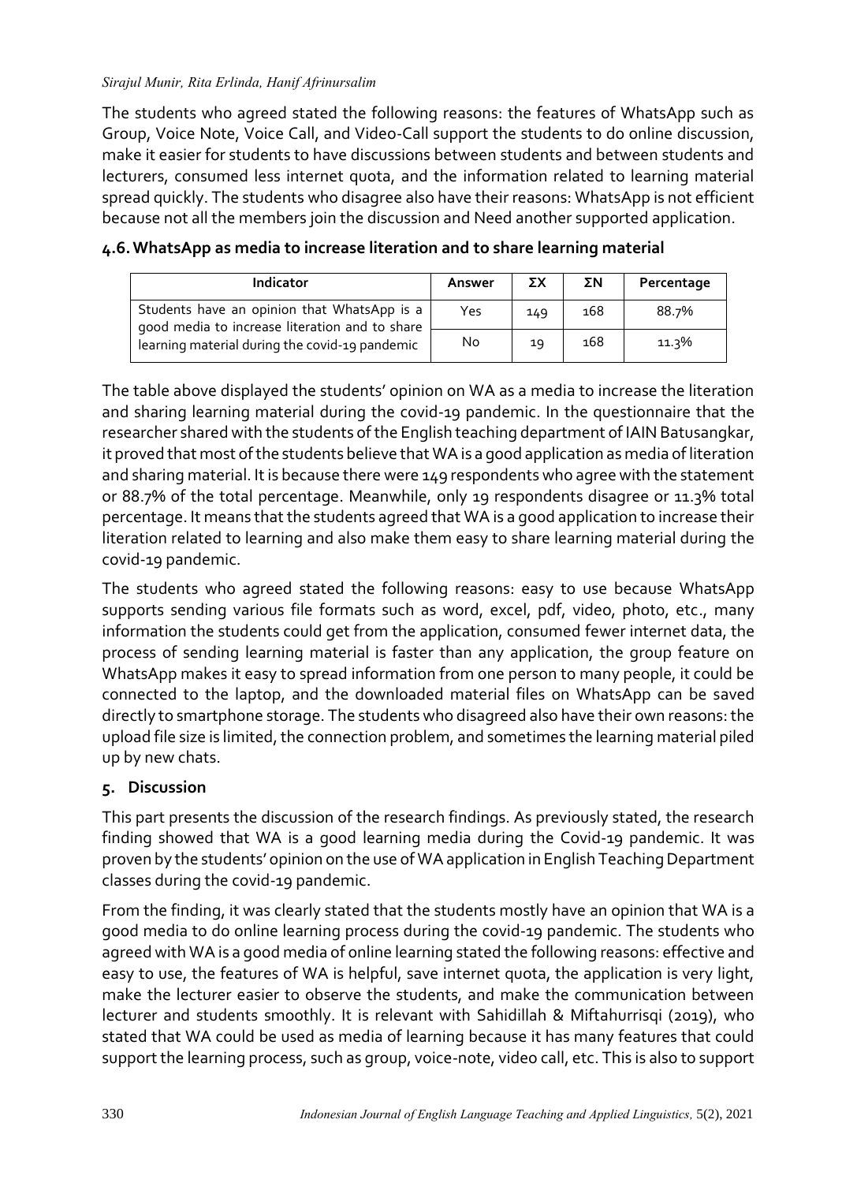The students who agreed stated the following reasons: the features of WhatsApp such as Group, Voice Note, Voice Call, and Video-Call support the students to do online discussion, make it easier for students to have discussions between students and between students and lecturers, consumed less internet quota, and the information related to learning material spread quickly. The students who disagree also have their reasons: WhatsApp is not efficient because not all the members join the discussion and Need another supported application.

### 4.6. WhatsApp as media to increase literation and to share learning material

| Indicator | Answer | ΣX | ΣN | Percentage |
|---|---|---|---|---|
| Students have an opinion that WhatsApp is a good media to increase literation and to share learning material during the covid-19 pandemic | Yes | 149 | 168 | 88.7% |
| | No | 19 | 168 | 11.3% |

The table above displayed the students' opinion on WA as a media to increase the literation and sharing learning material during the covid-19 pandemic. In the questionnaire that the researcher shared with the students of the English teaching department of IAIN Batusangkar, it proved that most of the students believe that WA is a good application as media of literation and sharing material. It is because there were 149 respondents who agree with the statement or 88.7% of the total percentage. Meanwhile, only 19 respondents disagree or 11.3% total percentage. It means that the students agreed that WA is a good application to increase their literation related to learning and also make them easy to share learning material during the covid-19 pandemic.

The students who agreed stated the following reasons: easy to use because WhatsApp supports sending various file formats such as word, excel, pdf, video, photo, etc., many information the students could get from the application, consumed fewer internet data, the process of sending learning material is faster than any application, the group feature on WhatsApp makes it easy to spread information from one person to many people, it could be connected to the laptop, and the downloaded material files on WhatsApp can be saved directly to smartphone storage. The students who disagreed also have their own reasons: the upload file size is limited, the connection problem, and sometimes the learning material piled up by new chats.

## 5. Discussion

This part presents the discussion of the research findings. As previously stated, the research finding showed that WA is a good learning media during the Covid-19 pandemic. It was proven by the students' opinion on the use of WA application in English Teaching Department classes during the covid-19 pandemic.

From the finding, it was clearly stated that the students mostly have an opinion that WA is a good media to do online learning process during the covid-19 pandemic. The students who agreed with WA is a good media of online learning stated the following reasons: effective and easy to use, the features of WA is helpful, save internet quota, the application is very light, make the lecturer easier to observe the students, and make the communication between lecturer and students smoothly. It is relevant with Sahidillah & Miftahurrisqi (2019), who stated that WA could be used as media of learning because it has many features that could support the learning process, such as group, voice-note, video call, etc. This is also to support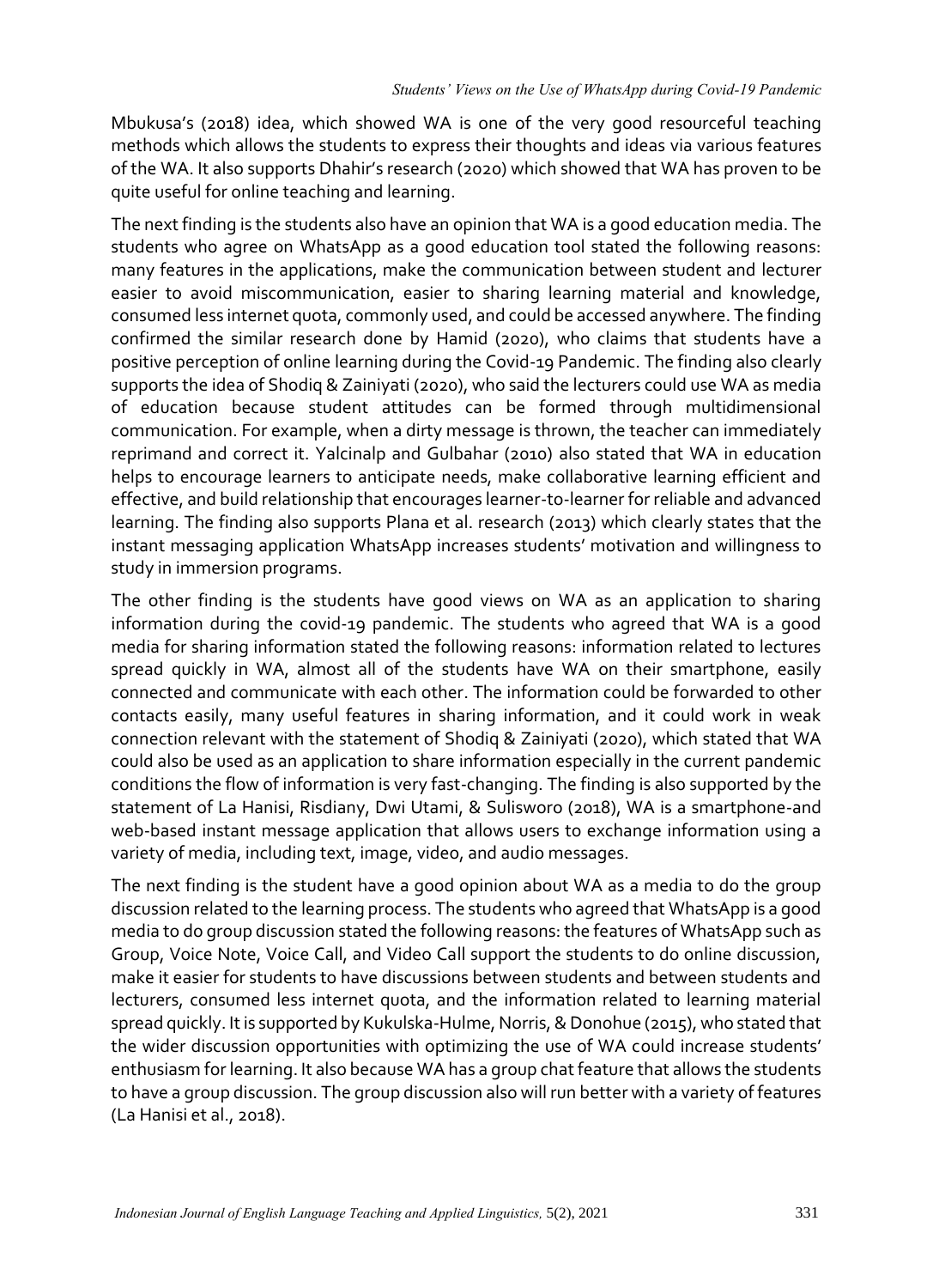Mbukusa's (2018) idea, which showed WA is one of the very good resourceful teaching methods which allows the students to express their thoughts and ideas via various features of the WA. It also supports Dhahir's research (2020) which showed that WA has proven to be quite useful for online teaching and learning.

The next finding is the students also have an opinion that WA is a good education media. The students who agree on WhatsApp as a good education tool stated the following reasons: many features in the applications, make the communication between student and lecturer easier to avoid miscommunication, easier to sharing learning material and knowledge, consumed less internet quota, commonly used, and could be accessed anywhere. The finding confirmed the similar research done by Hamid (2020), who claims that students have a positive perception of online learning during the Covid-19 Pandemic. The finding also clearly supports the idea of Shodiq & Zainiyati (2020), who said the lecturers could use WA as media of education because student attitudes can be formed through multidimensional communication. For example, when a dirty message is thrown, the teacher can immediately reprimand and correct it. Yalcinalp and Gulbahar (2010) also stated that WA in education helps to encourage learners to anticipate needs, make collaborative learning efficient and effective, and build relationship that encourages learner-to-learner for reliable and advanced learning. The finding also supports Plana et al. research (2013) which clearly states that the instant messaging application WhatsApp increases students' motivation and willingness to study in immersion programs.

The other finding is the students have good views on WA as an application to sharing information during the covid-19 pandemic. The students who agreed that WA is a good media for sharing information stated the following reasons: information related to lectures spread quickly in WA, almost all of the students have WA on their smartphone, easily connected and communicate with each other. The information could be forwarded to other contacts easily, many useful features in sharing information, and it could work in weak connection relevant with the statement of Shodiq & Zainiyati (2020), which stated that WA could also be used as an application to share information especially in the current pandemic conditions the flow of information is very fast-changing. The finding is also supported by the statement of La Hanisi, Risdiany, Dwi Utami, & Sulisworo (2018), WA is a smartphone-and web-based instant message application that allows users to exchange information using a variety of media, including text, image, video, and audio messages.

The next finding is the student have a good opinion about WA as a media to do the group discussion related to the learning process. The students who agreed that WhatsApp is a good media to do group discussion stated the following reasons: the features of WhatsApp such as Group, Voice Note, Voice Call, and Video Call support the students to do online discussion, make it easier for students to have discussions between students and between students and lecturers, consumed less internet quota, and the information related to learning material spread quickly. It is supported by Kukulska-Hulme, Norris, & Donohue (2015), who stated that the wider discussion opportunities with optimizing the use of WA could increase students' enthusiasm for learning. It also because WA has a group chat feature that allows the students to have a group discussion. The group discussion also will run better with a variety of features (La Hanisi et al., 2018).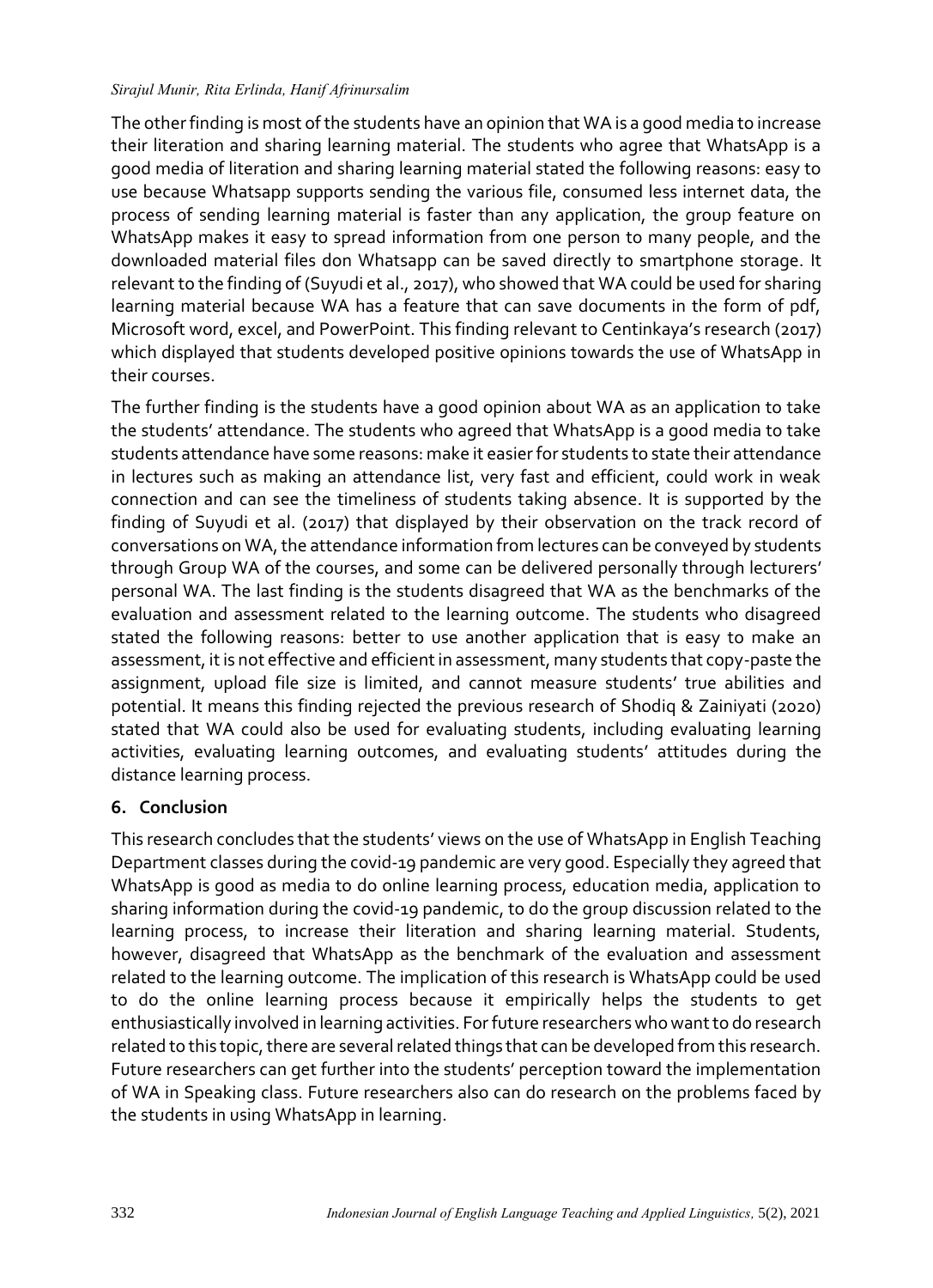The other finding is most of the students have an opinion that WA is a good media to increase their literation and sharing learning material. The students who agree that WhatsApp is a good media of literation and sharing learning material stated the following reasons: easy to use because Whatsapp supports sending the various file, consumed less internet data, the process of sending learning material is faster than any application, the group feature on WhatsApp makes it easy to spread information from one person to many people, and the downloaded material files don Whatsapp can be saved directly to smartphone storage. It relevant to the finding of (Suyudi et al., 2017), who showed that WA could be used for sharing learning material because WA has a feature that can save documents in the form of pdf, Microsoft word, excel, and PowerPoint. This finding relevant to Centinkaya's research (2017) which displayed that students developed positive opinions towards the use of WhatsApp in their courses.

The further finding is the students have a good opinion about WA as an application to take the students' attendance. The students who agreed that WhatsApp is a good media to take students attendance have some reasons: make it easier for students to state their attendance in lectures such as making an attendance list, very fast and efficient, could work in weak connection and can see the timeliness of students taking absence. It is supported by the finding of Suyudi et al. (2017) that displayed by their observation on the track record of conversations on WA, the attendance information from lectures can be conveyed by students through Group WA of the courses, and some can be delivered personally through lecturers' personal WA. The last finding is the students disagreed that WA as the benchmarks of the evaluation and assessment related to the learning outcome. The students who disagreed stated the following reasons: better to use another application that is easy to make an assessment, it is not effective and efficient in assessment, many students that copy-paste the assignment, upload file size is limited, and cannot measure students' true abilities and potential. It means this finding rejected the previous research of Shodiq & Zainiyati (2020) stated that WA could also be used for evaluating students, including evaluating learning activities, evaluating learning outcomes, and evaluating students' attitudes during the distance learning process.

## 6. Conclusion

This research concludes that the students' views on the use of WhatsApp in English Teaching Department classes during the covid-19 pandemic are very good. Especially they agreed that WhatsApp is good as media to do online learning process, education media, application to sharing information during the covid-19 pandemic, to do the group discussion related to the learning process, to increase their literation and sharing learning material. Students, however, disagreed that WhatsApp as the benchmark of the evaluation and assessment related to the learning outcome. The implication of this research is WhatsApp could be used to do the online learning process because it empirically helps the students to get enthusiastically involved in learning activities. For future researchers who want to do research related to this topic, there are several related things that can be developed from this research. Future researchers can get further into the students' perception toward the implementation of WA in Speaking class. Future researchers also can do research on the problems faced by the students in using WhatsApp in learning.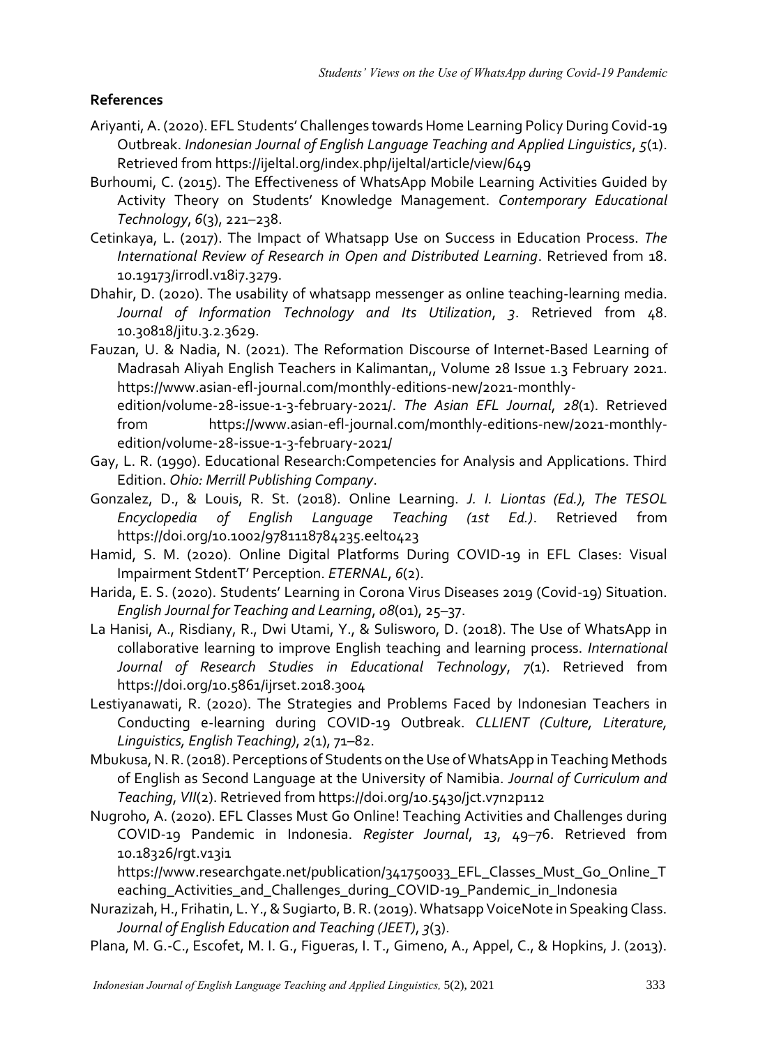## References

Ariyanti, A. (2020). EFL Students' Challenges towards Home Learning Policy During Covid-19 Outbreak. *Indonesian Journal of English Language Teaching and Applied Linguistics*, *5*(1). Retrieved from https://ijeltal.org/index.php/ijeltal/article/view/649

Burhoumi, C. (2015). The Effectiveness of WhatsApp Mobile Learning Activities Guided by Activity Theory on Students' Knowledge Management. *Contemporary Educational Technology*, *6*(3), 221–238.

Cetinkaya, L. (2017). The Impact of Whatsapp Use on Success in Education Process. *The International Review of Research in Open and Distributed Learning*. Retrieved from 18. 10.19173/irrodl.v18i7.3279.

Dhahir, D. (2020). The usability of whatsapp messenger as online teaching-learning media. *Journal of Information Technology and Its Utilization*, *3*. Retrieved from 48. 10.30818/jitu.3.2.3629.

Fauzan, U. & Nadia, N. (2021). The Reformation Discourse of Internet-Based Learning of Madrasah Aliyah English Teachers in Kalimantan,, Volume 28 Issue 1.3 February 2021. https://www.asian-efl-journal.com/monthly-editions-new/2021-monthly-edition/volume-28-issue-1-3-february-2021/. *The Asian EFL Journal*, *28*(1). Retrieved from https://www.asian-efl-journal.com/monthly-editions-new/2021-monthly-edition/volume-28-issue-1-3-february-2021/

Gay, L. R. (1990). Educational Research:Competencies for Analysis and Applications. Third Edition. *Ohio: Merrill Publishing Company*.

Gonzalez, D., & Louis, R. St. (2018). Online Learning. *J. I. Liontas (Ed.), The TESOL Encyclopedia of English Language Teaching (1st Ed.)*. Retrieved from https://doi.org/10.1002/9781118784235.eelt0423

Hamid, S. M. (2020). Online Digital Platforms During COVID-19 in EFL Clases: Visual Impairment StdentT' Perception. *ETERNAL*, *6*(2).

Harida, E. S. (2020). Students' Learning in Corona Virus Diseases 2019 (Covid-19) Situation. *English Journal for Teaching and Learning*, *08*(01), 25–37.

La Hanisi, A., Risdiany, R., Dwi Utami, Y., & Sulisworo, D. (2018). The Use of WhatsApp in collaborative learning to improve English teaching and learning process. *International Journal of Research Studies in Educational Technology*, *7*(1). Retrieved from https://doi.org/10.5861/ijrset.2018.3004

Lestiyanawati, R. (2020). The Strategies and Problems Faced by Indonesian Teachers in Conducting e-learning during COVID-19 Outbreak. *CLLIENT (Culture, Literature, Linguistics, English Teaching)*, *2*(1), 71–82.

Mbukusa, N. R. (2018). Perceptions of Students on the Use of WhatsApp in Teaching Methods of English as Second Language at the University of Namibia. *Journal of Curriculum and Teaching*, *VII*(2). Retrieved from https://doi.org/10.5430/jct.v7n2p112

Nugroho, A. (2020). EFL Classes Must Go Online! Teaching Activities and Challenges during COVID-19 Pandemic in Indonesia. *Register Journal*, *13*, 49–76. Retrieved from 10.18326/rgt.v13i1 https://www.researchgate.net/publication/341750033_EFL_Classes_Must_Go_Online_Teaching_Activities_and_Challenges_during_COVID-19_Pandemic_in_Indonesia

Nurazizah, H., Frihatin, L. Y., & Sugiarto, B. R. (2019). Whatsapp VoiceNote in Speaking Class. *Journal of English Education and Teaching (JEET)*, *3*(3).

Plana, M. G.-C., Escofet, M. I. G., Figueras, I. T., Gimeno, A., Appel, C., & Hopkins, J. (2013).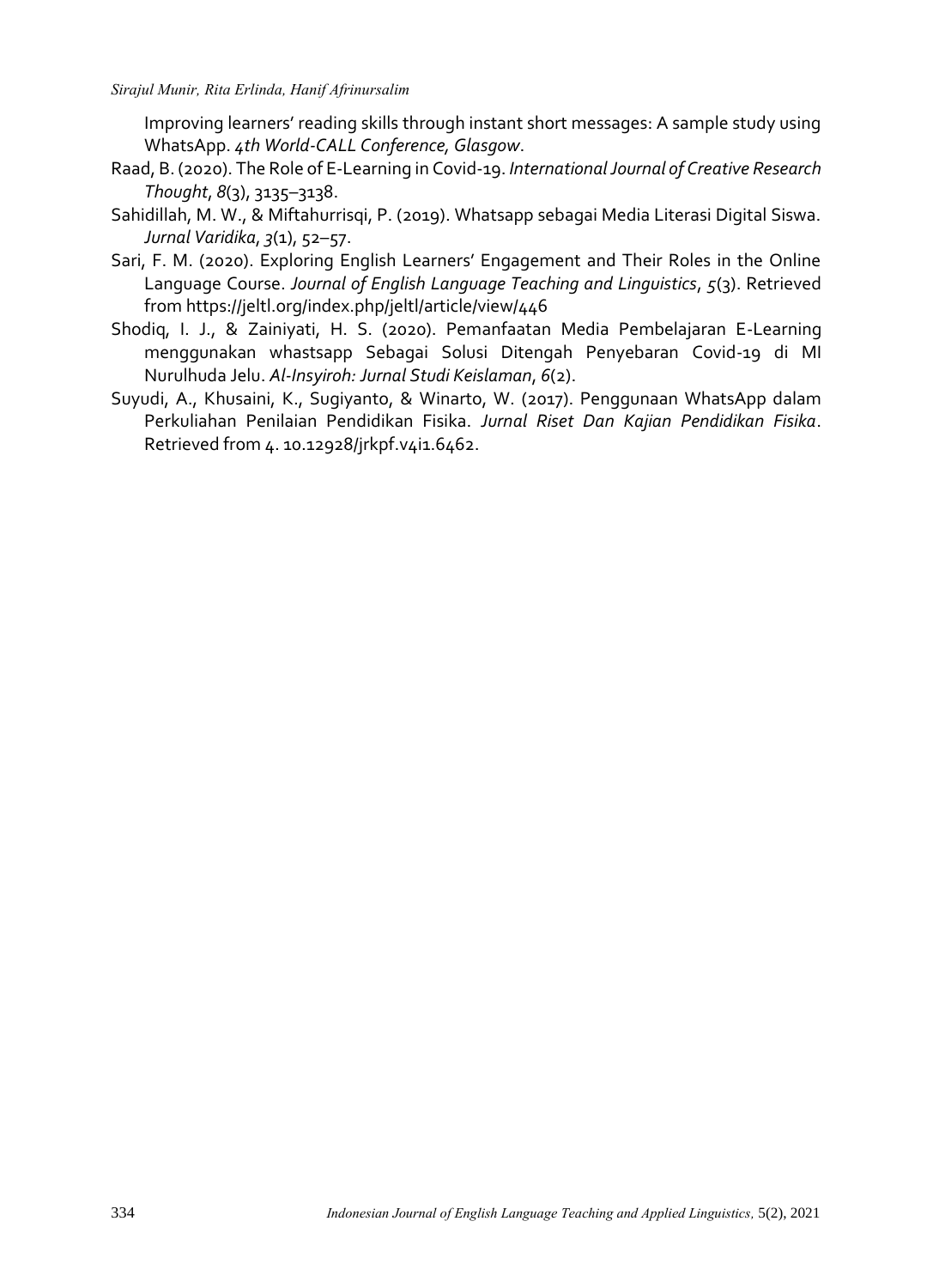Improving learners' reading skills through instant short messages: A sample study using WhatsApp. *4th World-CALL Conference, Glasgow*.

Raad, B. (2020). The Role of E-Learning in Covid-19. *International Journal of Creative Research Thought*, *8*(3), 3135–3138.

Sahidillah, M. W., & Miftahurrisqi, P. (2019). Whatsapp sebagai Media Literasi Digital Siswa. *Jurnal Varidika*, *3*(1), 52–57.

Sari, F. M. (2020). Exploring English Learners' Engagement and Their Roles in the Online Language Course. *Journal of English Language Teaching and Linguistics*, *5*(3). Retrieved from https://jeltl.org/index.php/jeltl/article/view/446

Shodiq, I. J., & Zainiyati, H. S. (2020). Pemanfaatan Media Pembelajaran E-Learning menggunakan whastsapp Sebagai Solusi Ditengah Penyebaran Covid-19 di MI Nurulhuda Jelu. *Al-Insyiroh: Jurnal Studi Keislaman*, *6*(2).

Suyudi, A., Khusaini, K., Sugiyanto, & Winarto, W. (2017). Penggunaan WhatsApp dalam Perkuliahan Penilaian Pendidikan Fisika. *Jurnal Riset Dan Kajian Pendidikan Fisika*. Retrieved from 4. 10.12928/jrkpf.v4i1.6462.